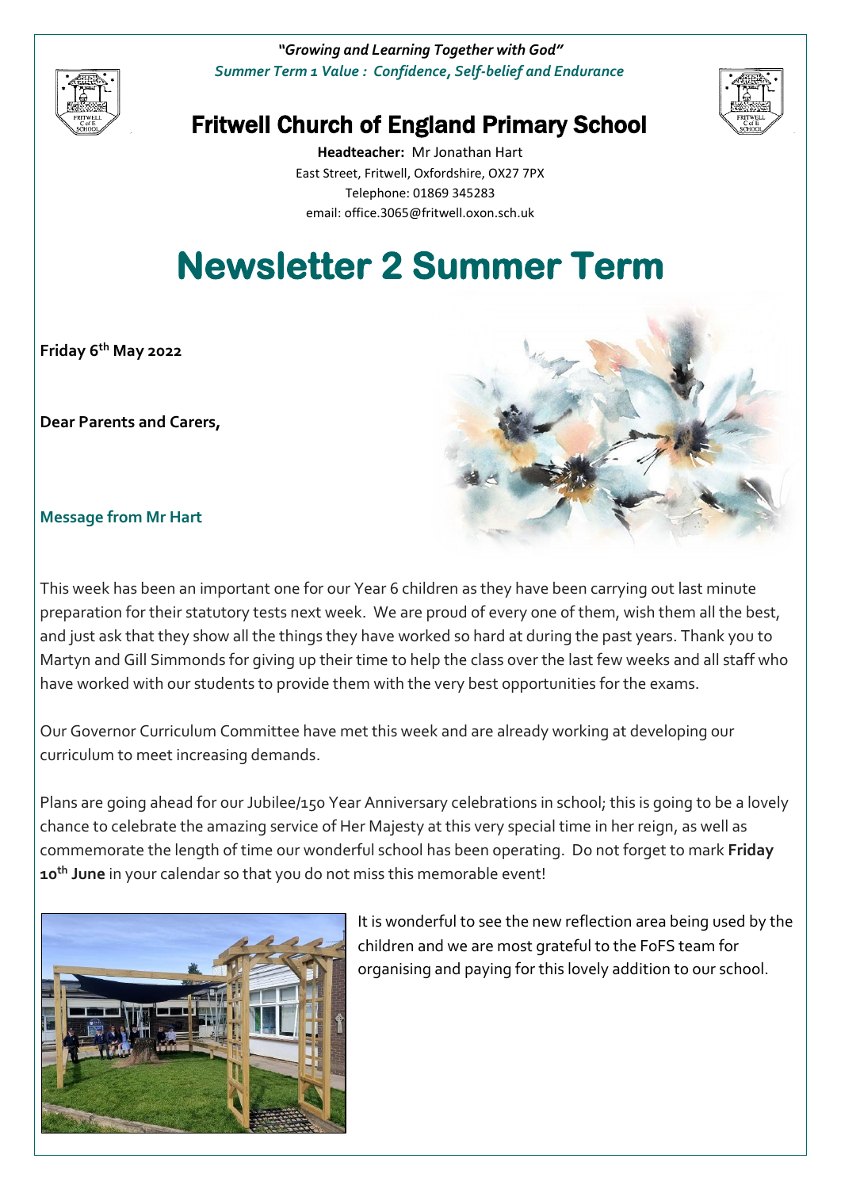*"Growing and Learning Together with God"*
*Summer Term 1 Value : Confidence, Self-belief and Endurance*

# Fritwell Church of England Primary School

**Headteacher:** Mr Jonathan Hart
East Street, Fritwell, Oxfordshire, OX27 7PX
Telephone: 01869 345283
email: office.3065@fritwell.oxon.sch.uk

# Newsletter 2 Summer Term

**Friday 6th May 2022**

**Dear Parents and Carers,**

## Message from Mr Hart

This week has been an important one for our Year 6 children as they have been carrying out last minute preparation for their statutory tests next week. We are proud of every one of them, wish them all the best, and just ask that they show all the things they have worked so hard at during the past years. Thank you to Martyn and Gill Simmonds for giving up their time to help the class over the last few weeks and all staff who have worked with our students to provide them with the very best opportunities for the exams.

Our Governor Curriculum Committee have met this week and are already working at developing our curriculum to meet increasing demands.

Plans are going ahead for our Jubilee/150 Year Anniversary celebrations in school; this is going to be a lovely chance to celebrate the amazing service of Her Majesty at this very special time in her reign, as well as commemorate the length of time our wonderful school has been operating. Do not forget to mark **Friday 10th June** in your calendar so that you do not miss this memorable event!

It is wonderful to see the new reflection area being used by the children and we are most grateful to the FoFS team for organising and paying for this lovely addition to our school.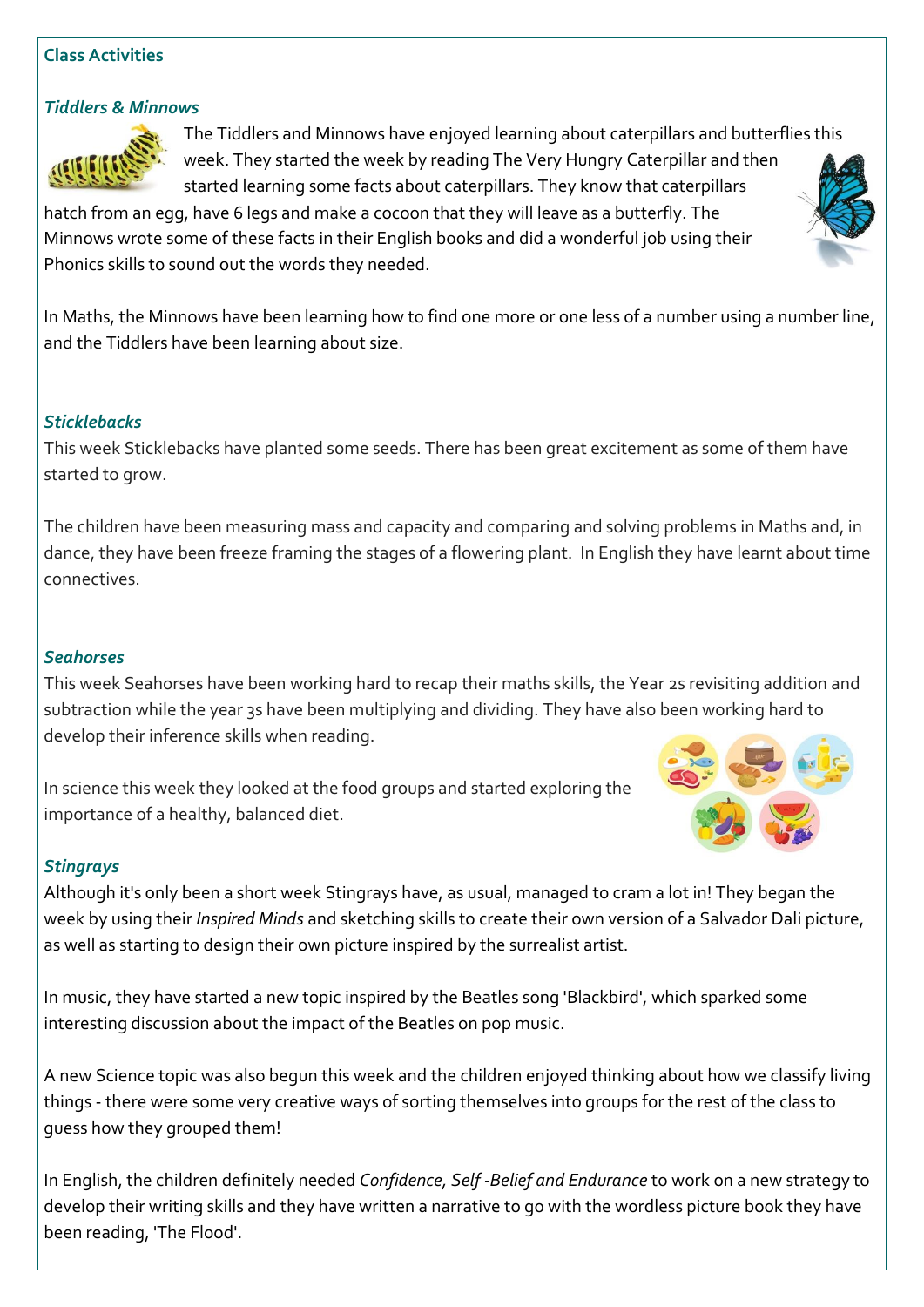## Class Activities

### *Tiddlers & Minnows*

The Tiddlers and Minnows have enjoyed learning about caterpillars and butterflies this week. They started the week by reading The Very Hungry Caterpillar and then started learning some facts about caterpillars. They know that caterpillars hatch from an egg, have 6 legs and make a cocoon that they will leave as a butterfly. The Minnows wrote some of these facts in their English books and did a wonderful job using their Phonics skills to sound out the words they needed.

In Maths, the Minnows have been learning how to find one more or one less of a number using a number line, and the Tiddlers have been learning about size.

### *Sticklebacks*

This week Sticklebacks have planted some seeds. There has been great excitement as some of them have started to grow.

The children have been measuring mass and capacity and comparing and solving problems in Maths and, in dance, they have been freeze framing the stages of a flowering plant. In English they have learnt about time connectives.

### *Seahorses*

This week Seahorses have been working hard to recap their maths skills, the Year 2s revisiting addition and subtraction while the year 3s have been multiplying and dividing. They have also been working hard to develop their inference skills when reading.

In science this week they looked at the food groups and started exploring the importance of a healthy, balanced diet.

### *Stingrays*

Although it's only been a short week Stingrays have, as usual, managed to cram a lot in! They began the week by using their *Inspired Minds* and sketching skills to create their own version of a Salvador Dali picture, as well as starting to design their own picture inspired by the surrealist artist.

In music, they have started a new topic inspired by the Beatles song 'Blackbird', which sparked some interesting discussion about the impact of the Beatles on pop music.

A new Science topic was also begun this week and the children enjoyed thinking about how we classify living things - there were some very creative ways of sorting themselves into groups for the rest of the class to guess how they grouped them!

In English, the children definitely needed *Confidence, Self -Belief and Endurance* to work on a new strategy to develop their writing skills and they have written a narrative to go with the wordless picture book they have been reading, 'The Flood'.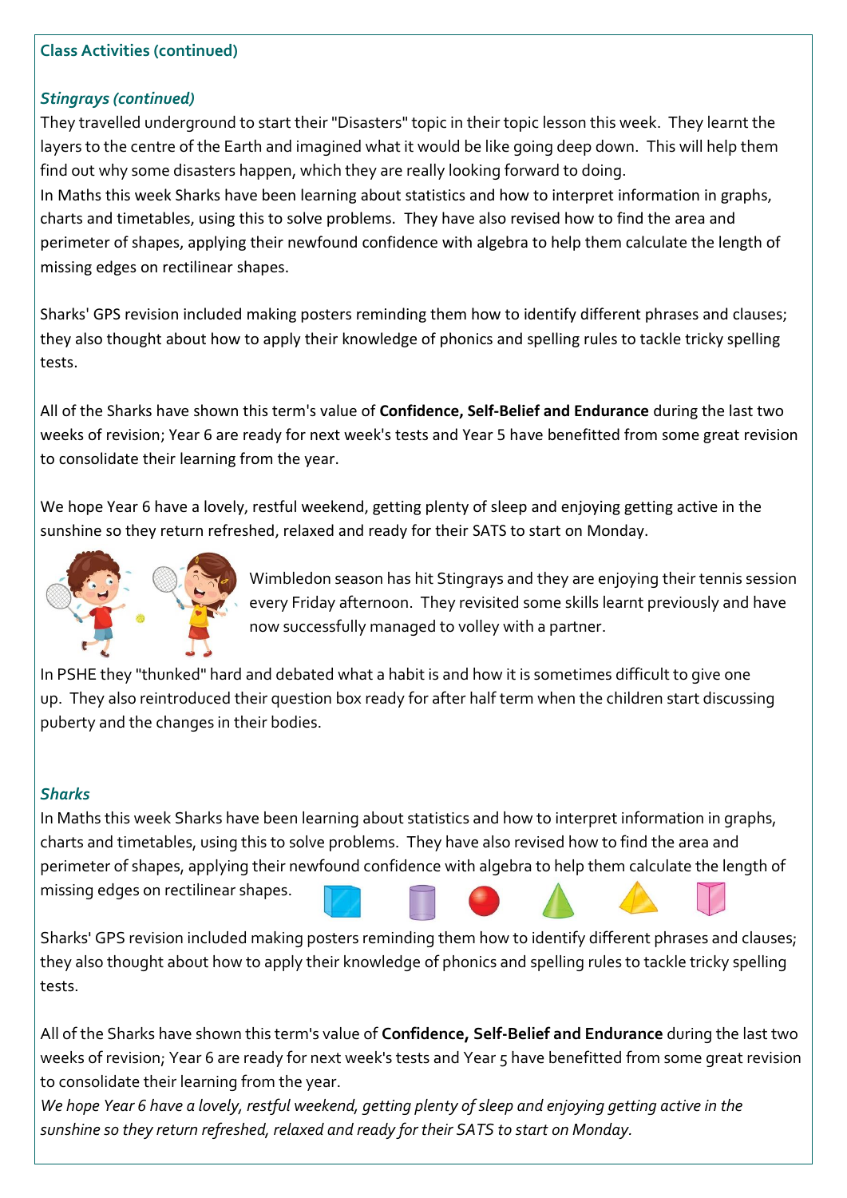**Class Activities (continued)**

***Stingrays (continued)***

They travelled underground to start their "Disasters" topic in their topic lesson this week. They learnt the layers to the centre of the Earth and imagined what it would be like going deep down. This will help them find out why some disasters happen, which they are really looking forward to doing.

In Maths this week Sharks have been learning about statistics and how to interpret information in graphs, charts and timetables, using this to solve problems. They have also revised how to find the area and perimeter of shapes, applying their newfound confidence with algebra to help them calculate the length of missing edges on rectilinear shapes.

Sharks' GPS revision included making posters reminding them how to identify different phrases and clauses; they also thought about how to apply their knowledge of phonics and spelling rules to tackle tricky spelling tests.

All of the Sharks have shown this term's value of **Confidence, Self-Belief and Endurance** during the last two weeks of revision; Year 6 are ready for next week's tests and Year 5 have benefitted from some great revision to consolidate their learning from the year.

We hope Year 6 have a lovely, restful weekend, getting plenty of sleep and enjoying getting active in the sunshine so they return refreshed, relaxed and ready for their SATS to start on Monday.

Wimbledon season has hit Stingrays and they are enjoying their tennis session every Friday afternoon. They revisited some skills learnt previously and have now successfully managed to volley with a partner.

In PSHE they "thunked" hard and debated what a habit is and how it is sometimes difficult to give one up. They also reintroduced their question box ready for after half term when the children start discussing puberty and the changes in their bodies.

***Sharks***

In Maths this week Sharks have been learning about statistics and how to interpret information in graphs, charts and timetables, using this to solve problems. They have also revised how to find the area and perimeter of shapes, applying their newfound confidence with algebra to help them calculate the length of missing edges on rectilinear shapes.

Sharks' GPS revision included making posters reminding them how to identify different phrases and clauses; they also thought about how to apply their knowledge of phonics and spelling rules to tackle tricky spelling tests.

All of the Sharks have shown this term's value of **Confidence, Self-Belief and Endurance** during the last two weeks of revision; Year 6 are ready for next week's tests and Year 5 have benefitted from some great revision to consolidate their learning from the year.

*We hope Year 6 have a lovely, restful weekend, getting plenty of sleep and enjoying getting active in the sunshine so they return refreshed, relaxed and ready for their SATS to start on Monday.*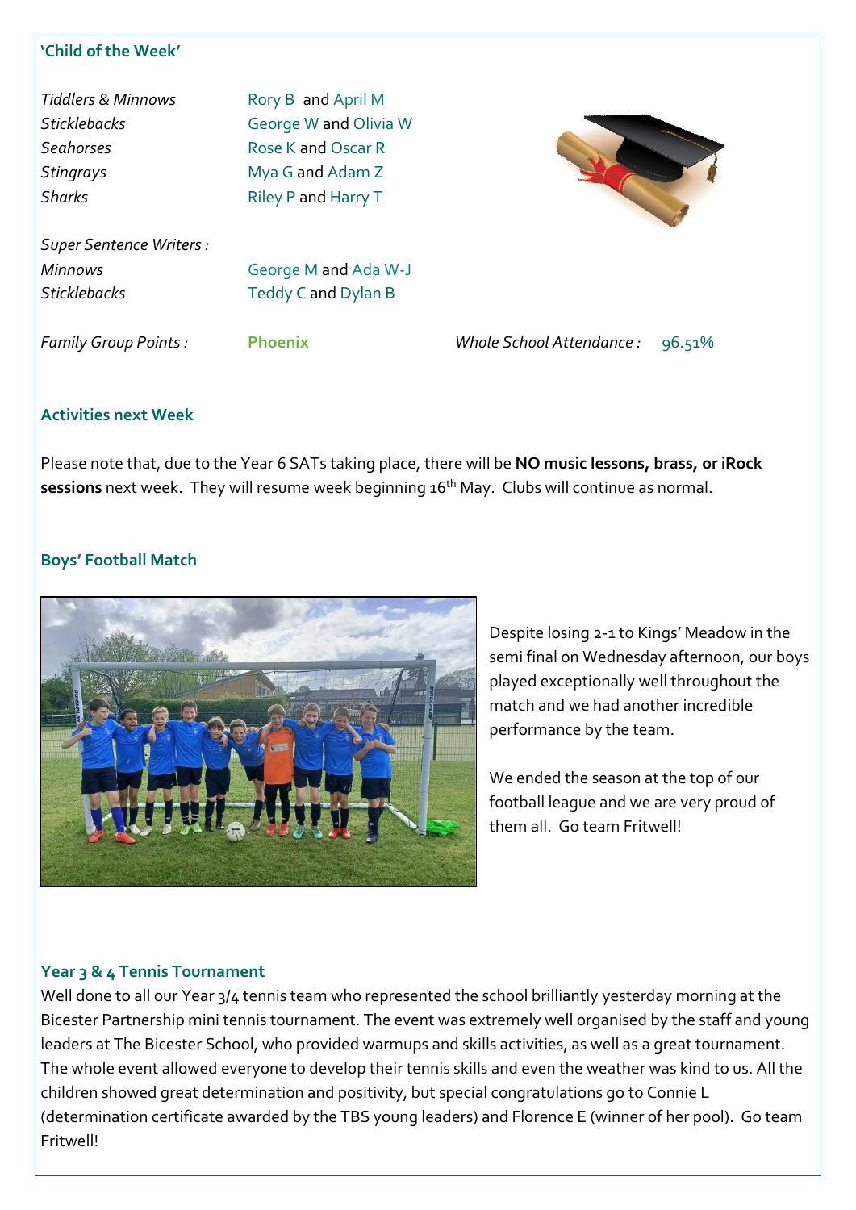### 'Child of the Week'

| | |
|---|---|
| *Tiddlers & Minnows* | Rory B and April M |
| *Sticklebacks* | George W and Olivia W |
| *Seahorses* | Rose K and Oscar R |
| *Stingrays* | Mya G and Adam Z |
| *Sharks* | Riley P and Harry T |

*Super Sentence Writers :*

| | |
|---|---|
| *Minnows* | George M and Ada W-J |
| *Sticklebacks* | Teddy C and Dylan B |

*Family Group Points :* **Phoenix**

*Whole School Attendance :* 96.51%

### Activities next Week

Please note that, due to the Year 6 SATs taking place, there will be **NO music lessons, brass, or iRock sessions** next week. They will resume week beginning 16th May. Clubs will continue as normal.

### Boys' Football Match

Despite losing 2-1 to Kings' Meadow in the semi final on Wednesday afternoon, our boys played exceptionally well throughout the match and we had another incredible performance by the team.

We ended the season at the top of our football league and we are very proud of them all. Go team Fritwell!

### Year 3 & 4 Tennis Tournament

Well done to all our Year 3/4 tennis team who represented the school brilliantly yesterday morning at the Bicester Partnership mini tennis tournament. The event was extremely well organised by the staff and young leaders at The Bicester School, who provided warmups and skills activities, as well as a great tournament. The whole event allowed everyone to develop their tennis skills and even the weather was kind to us. All the children showed great determination and positivity, but special congratulations go to Connie L (determination certificate awarded by the TBS young leaders) and Florence E (winner of her pool). Go team Fritwell!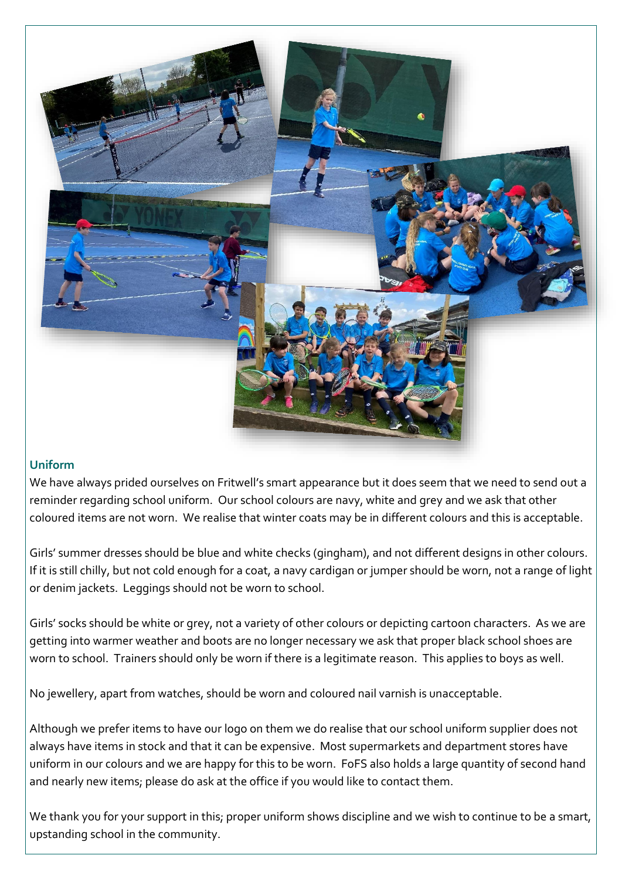## Uniform

We have always prided ourselves on Fritwell's smart appearance but it does seem that we need to send out a reminder regarding school uniform. Our school colours are navy, white and grey and we ask that other coloured items are not worn. We realise that winter coats may be in different colours and this is acceptable.

Girls' summer dresses should be blue and white checks (gingham), and not different designs in other colours. If it is still chilly, but not cold enough for a coat, a navy cardigan or jumper should be worn, not a range of light or denim jackets. Leggings should not be worn to school.

Girls' socks should be white or grey, not a variety of other colours or depicting cartoon characters. As we are getting into warmer weather and boots are no longer necessary we ask that proper black school shoes are worn to school. Trainers should only be worn if there is a legitimate reason. This applies to boys as well.

No jewellery, apart from watches, should be worn and coloured nail varnish is unacceptable.

Although we prefer items to have our logo on them we do realise that our school uniform supplier does not always have items in stock and that it can be expensive. Most supermarkets and department stores have uniform in our colours and we are happy for this to be worn. FoFS also holds a large quantity of second hand and nearly new items; please do ask at the office if you would like to contact them.

We thank you for your support in this; proper uniform shows discipline and we wish to continue to be a smart, upstanding school in the community.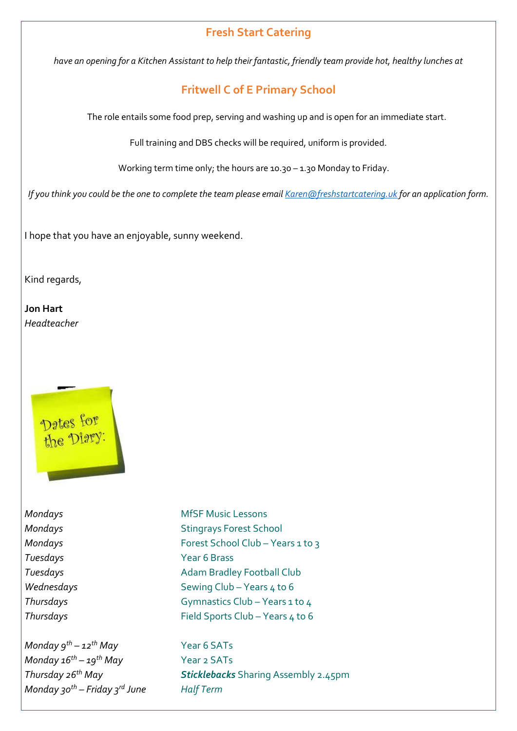## Fresh Start Catering

*have an opening for a Kitchen Assistant to help their fantastic, friendly team provide hot, healthy lunches at*

## Fritwell C of E Primary School

The role entails some food prep, serving and washing up and is open for an immediate start.

Full training and DBS checks will be required, uniform is provided.

Working term time only; the hours are 10.30 – 1.30 Monday to Friday.

*If you think you could be the one to complete the team please email Karen@freshstartcatering.uk for an application form.*

I hope that you have an enjoyable, sunny weekend.

Kind regards,

**Jon Hart**
*Headteacher*

Dates for the Diary:

| | |
|---|---|
| *Mondays* | MfSF Music Lessons |
| *Mondays* | Stingrays Forest School |
| *Mondays* | Forest School Club – Years 1 to 3 |
| *Tuesdays* | Year 6 Brass |
| *Tuesdays* | Adam Bradley Football Club |
| *Wednesdays* | Sewing Club – Years 4 to 6 |
| *Thursdays* | Gymnastics Club – Years 1 to 4 |
| *Thursdays* | Field Sports Club – Years 4 to 6 |
| | |
| *Monday 9th – 12th May* | Year 6 SATs |
| *Monday 16th – 19th May* | Year 2 SATs |
| *Thursday 26th May* | ***Sticklebacks*** Sharing Assembly 2.45pm |
| *Monday 30th – Friday 3rd June* | *Half Term* |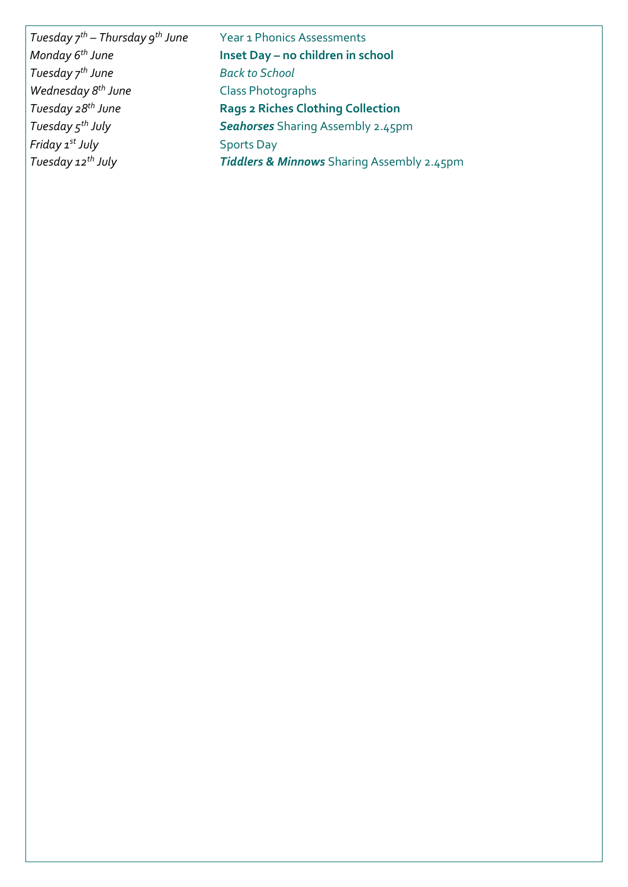| | |
|---|---|
| *Tuesday 7th – Thursday 9th June* | Year 1 Phonics Assessments |
| *Monday 6th June* | **Inset Day – no children in school** |
| *Tuesday 7th June* | *Back to School* |
| *Wednesday 8th June* | Class Photographs |
| *Tuesday 28th June* | **Rags 2 Riches Clothing Collection** |
| *Tuesday 5th July* | ***Seahorses*** Sharing Assembly 2.45pm |
| *Friday 1st July* | Sports Day |
| *Tuesday 12th July* | ***Tiddlers & Minnows*** Sharing Assembly 2.45pm |